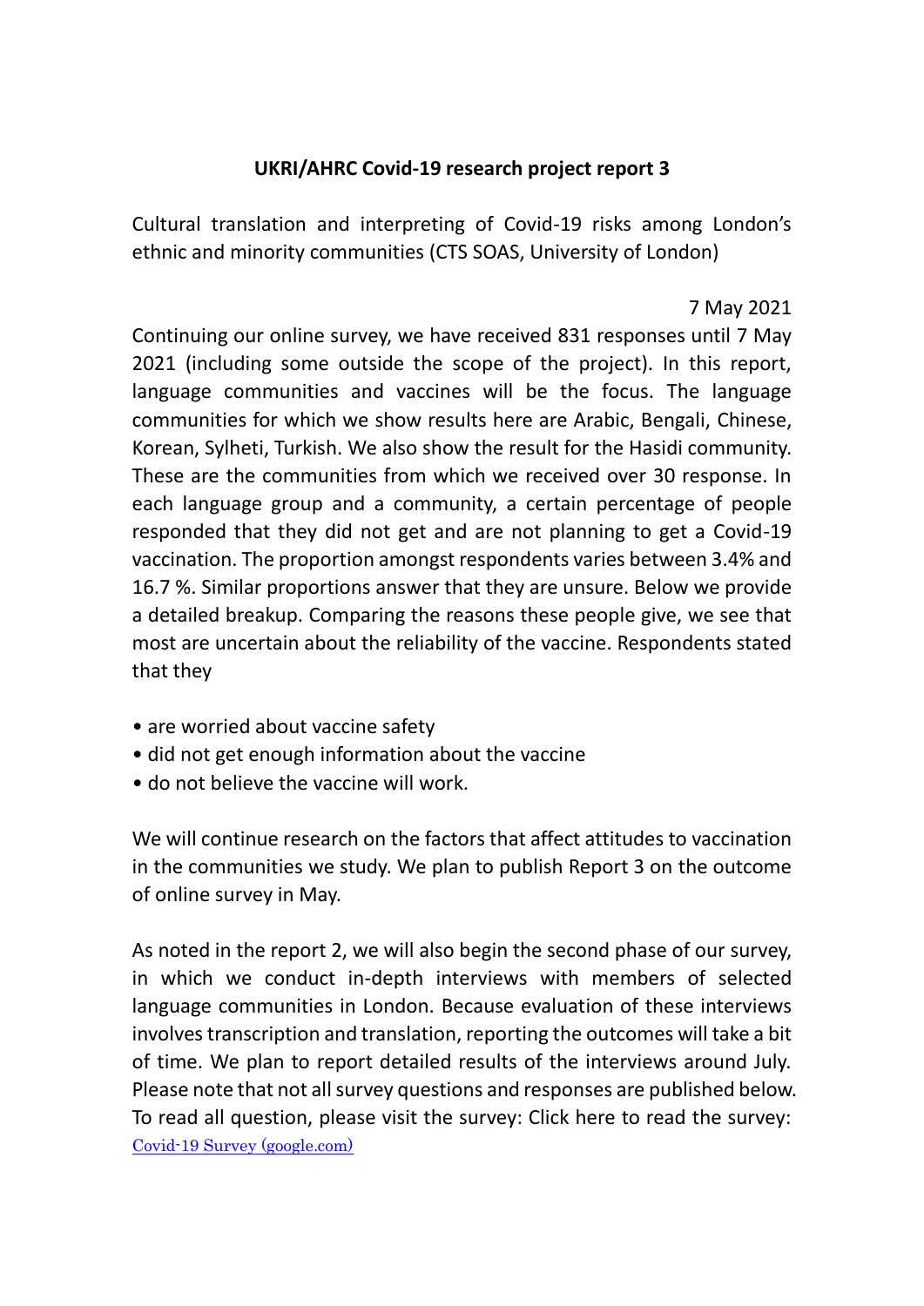**UKRI/AHRC Covid-19 research project report 3**

Cultural translation and interpreting of Covid-19 risks among London's ethnic and minority communities (CTS SOAS, University of London)

7 May 2021

Continuing our online survey, we have received 831 responses until 7 May 2021 (including some outside the scope of the project). In this report, language communities and vaccines will be the focus. The language communities for which we show results here are Arabic, Bengali, Chinese, Korean, Sylheti, Turkish. We also show the result for the Hasidi community. These are the communities from which we received over 30 response. In each language group and a community, a certain percentage of people responded that they did not get and are not planning to get a Covid-19 vaccination. The proportion amongst respondents varies between 3.4% and 16.7 %. Similar proportions answer that they are unsure. Below we provide a detailed breakup. Comparing the reasons these people give, we see that most are uncertain about the reliability of the vaccine. Respondents stated that they

- are worried about vaccine safety
- did not get enough information about the vaccine
- do not believe the vaccine will work.

We will continue research on the factors that affect attitudes to vaccination in the communities we study. We plan to publish Report 3 on the outcome of online survey in May.

As noted in the report 2, we will also begin the second phase of our survey, in which we conduct in-depth interviews with members of selected language communities in London. Because evaluation of these interviews involves transcription and translation, reporting the outcomes will take a bit of time. We plan to report detailed results of the interviews around July. Please note that not all survey questions and responses are published below. To read all question, please visit the survey: Click here to read the survey: Covid-19 Survey (google.com)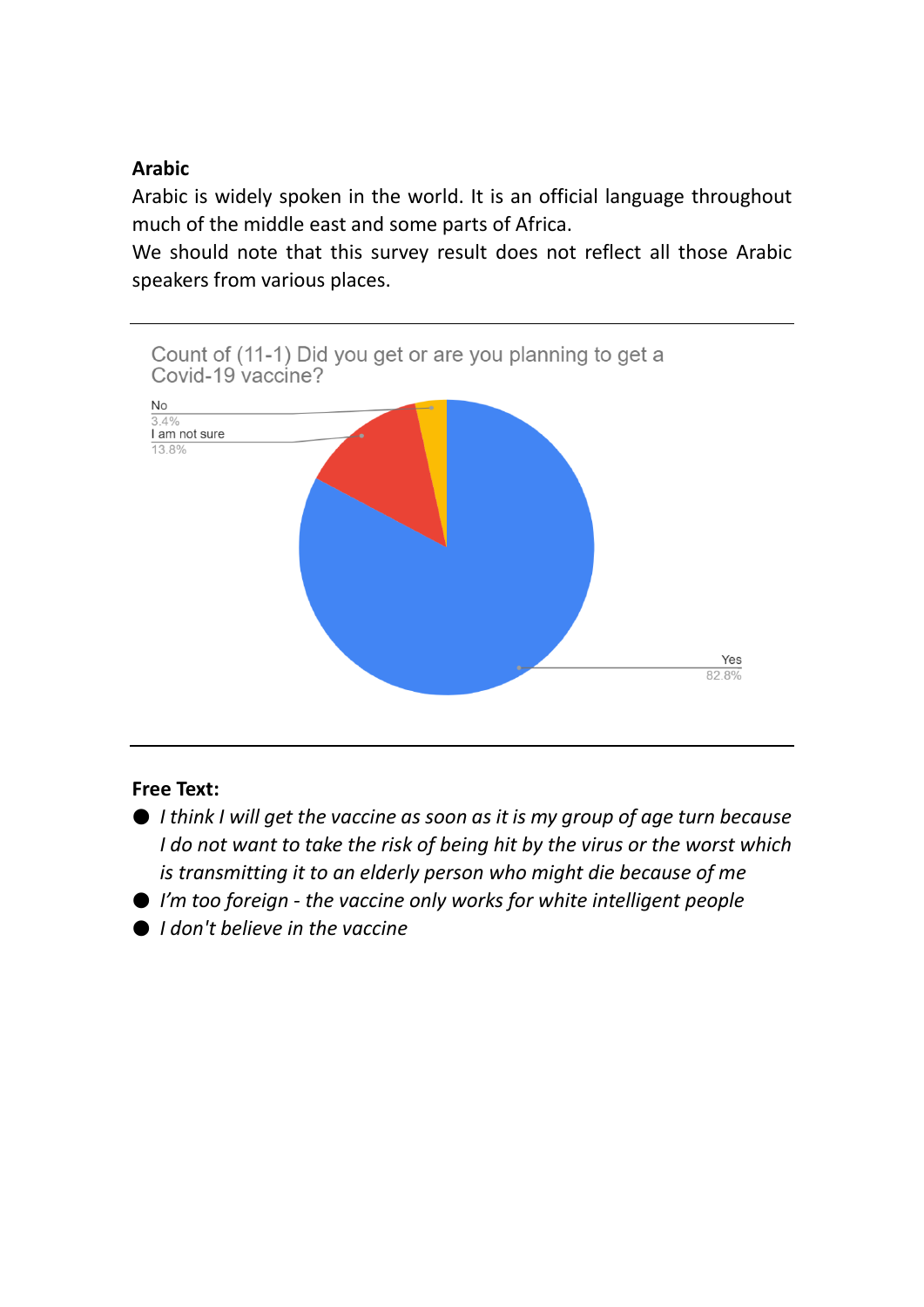**Arabic**

Arabic is widely spoken in the world. It is an official language throughout much of the middle east and some parts of Africa.

We should note that this survey result does not reflect all those Arabic speakers from various places.

Count of (11-1) Did you get or are you planning to get a Covid-19 vaccine?

No 3.4%

I am not sure 13.8%

Yes 82.8%

**Free Text:**

- *I think I will get the vaccine as soon as it is my group of age turn because I do not want to take the risk of being hit by the virus or the worst which is transmitting it to an elderly person who might die because of me*
- *I'm too foreign - the vaccine only works for white intelligent people*
- *I don't believe in the vaccine*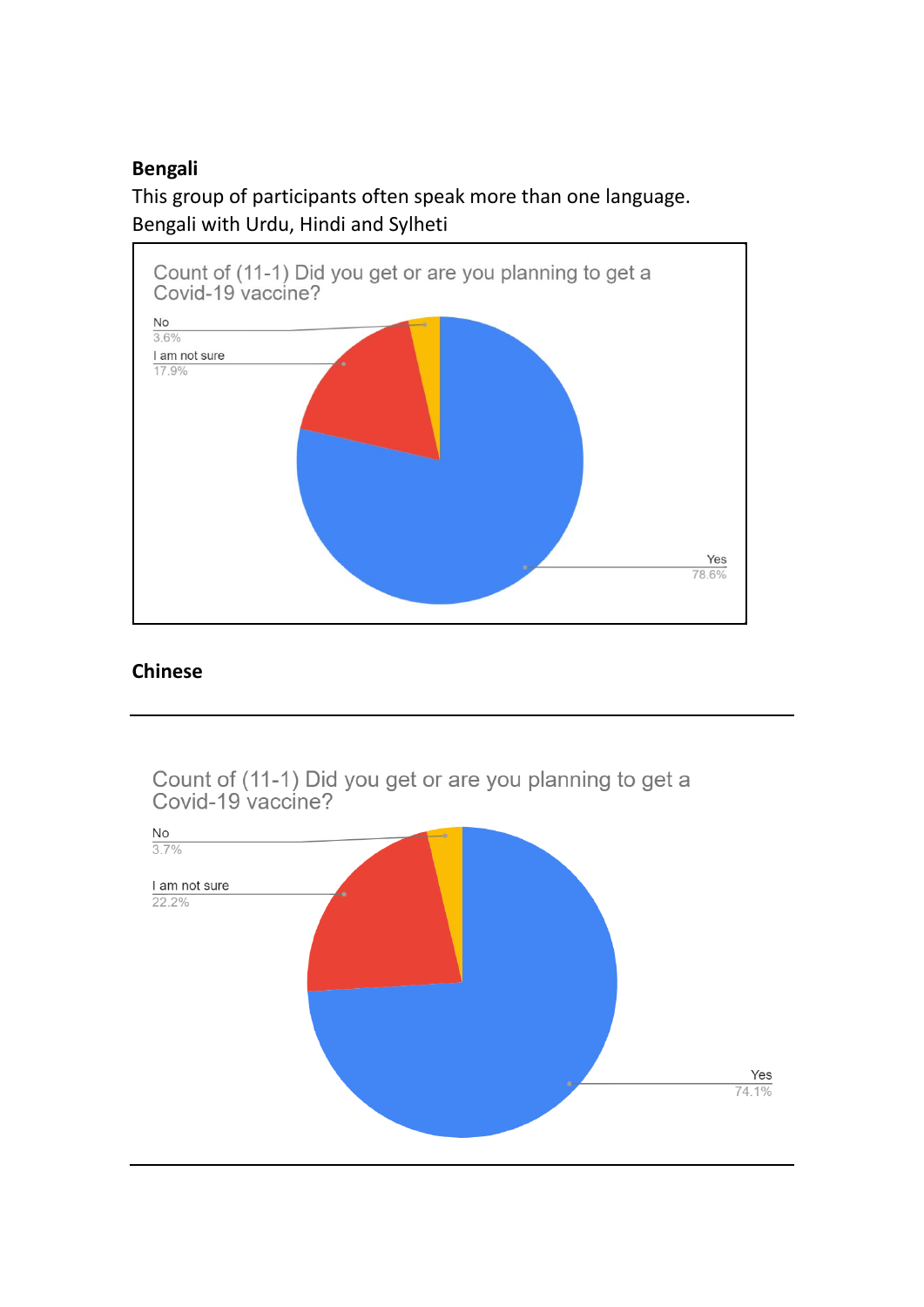**Bengali**

This group of participants often speak more than one language.
Bengali with Urdu, Hindi and Sylheti

Count of (11-1) Did you get or are you planning to get a Covid-19 vaccine?

No
3.6%

I am not sure
17.9%

Yes
78.6%

**Chinese**

Count of (11-1) Did you get or are you planning to get a Covid-19 vaccine?

No
3.7%

I am not sure
22.2%

Yes
74.1%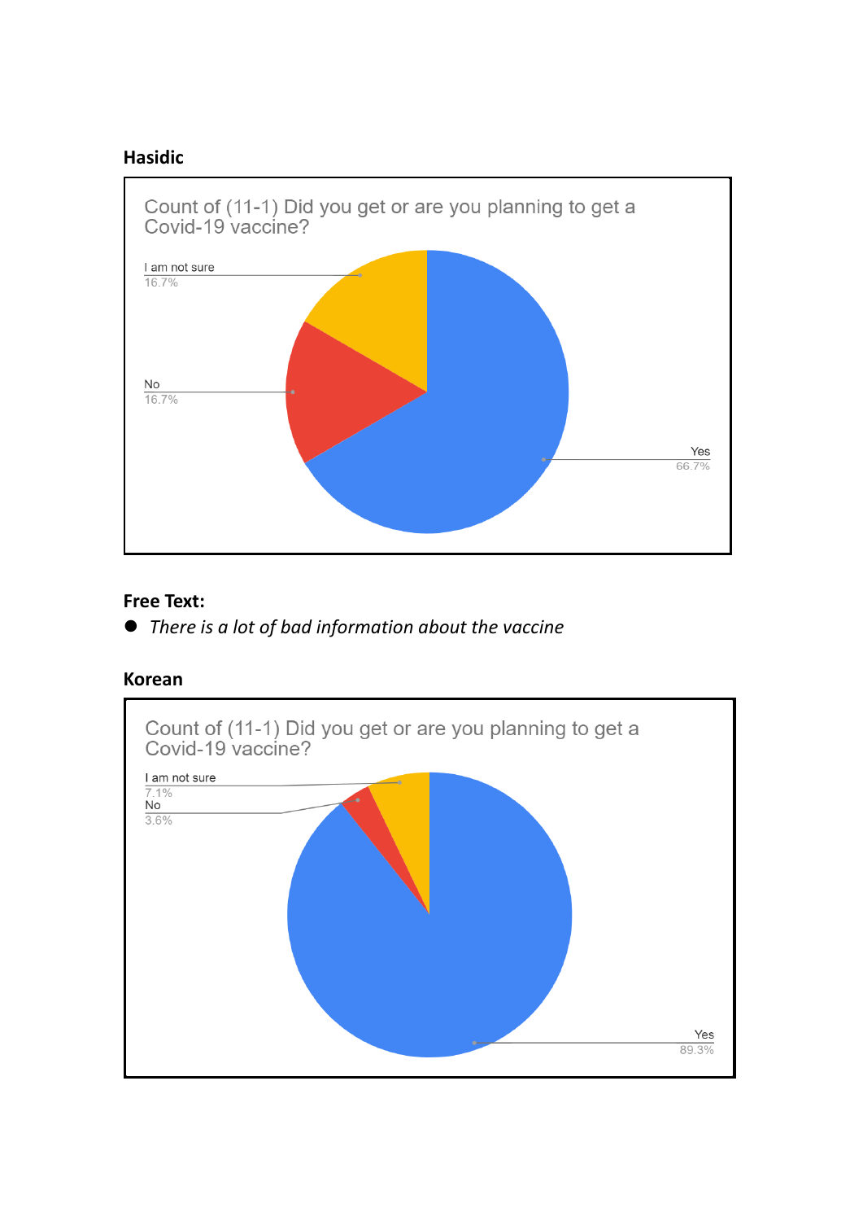**Hasidic**

Count of (11-1) Did you get or are you planning to get a Covid-19 vaccine?

| Response | Percentage |
| --- | --- |
| I am not sure | 16.7% |
| No | 16.7% |
| Yes | 66.7% |

**Free Text:**

- *There is a lot of bad information about the vaccine*

**Korean**

Count of (11-1) Did you get or are you planning to get a Covid-19 vaccine?

| Response | Percentage |
| --- | --- |
| I am not sure | 7.1% |
| No | 3.6% |
| Yes | 89.3% |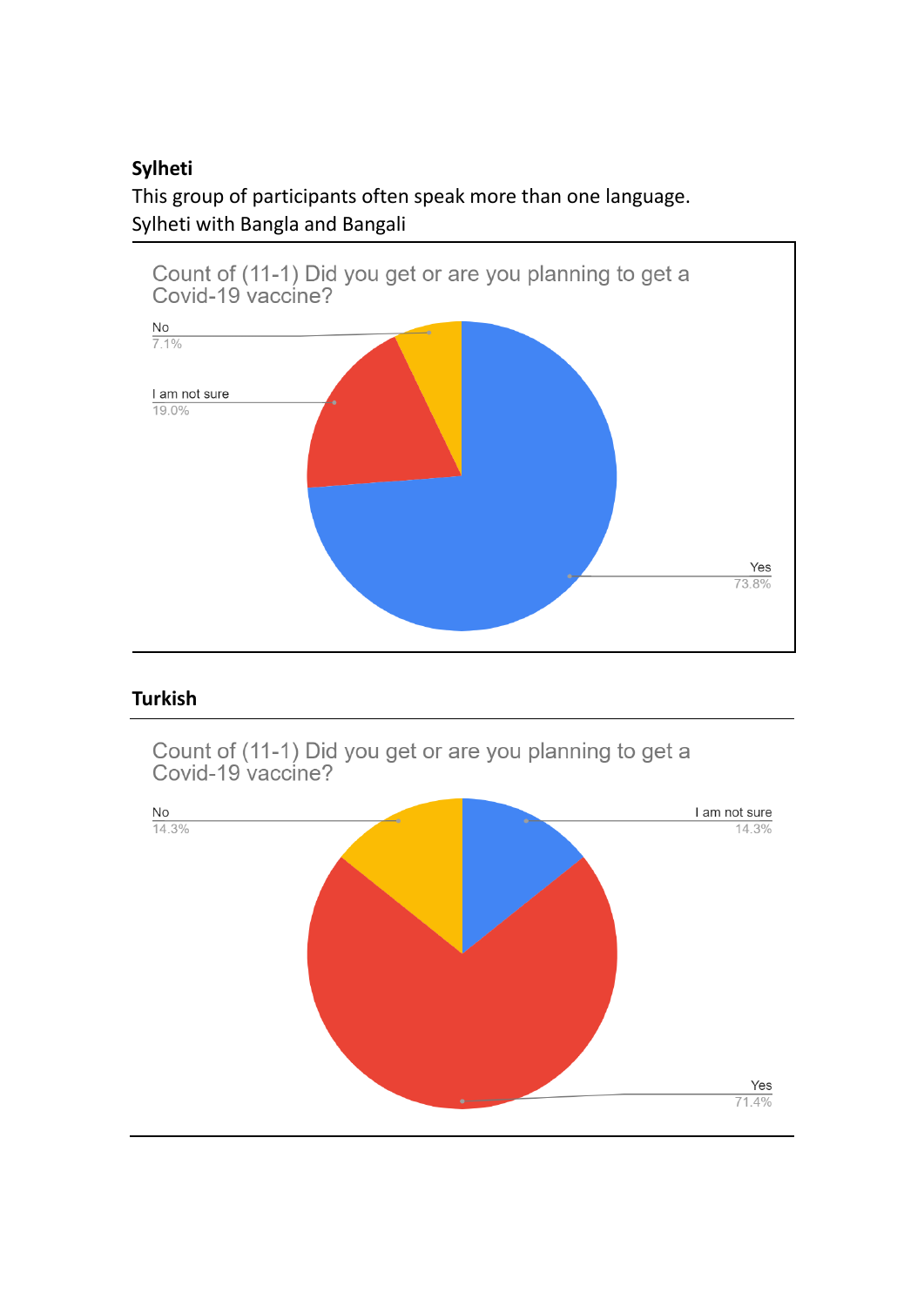**Sylheti**

This group of participants often speak more than one language.
Sylheti with Bangla and Bangali

Count of (11-1) Did you get or are you planning to get a Covid-19 vaccine?

No
7.1%

I am not sure
19.0%

Yes
73.8%

**Turkish**

Count of (11-1) Did you get or are you planning to get a Covid-19 vaccine?

No
14.3%

I am not sure
14.3%

Yes
71.4%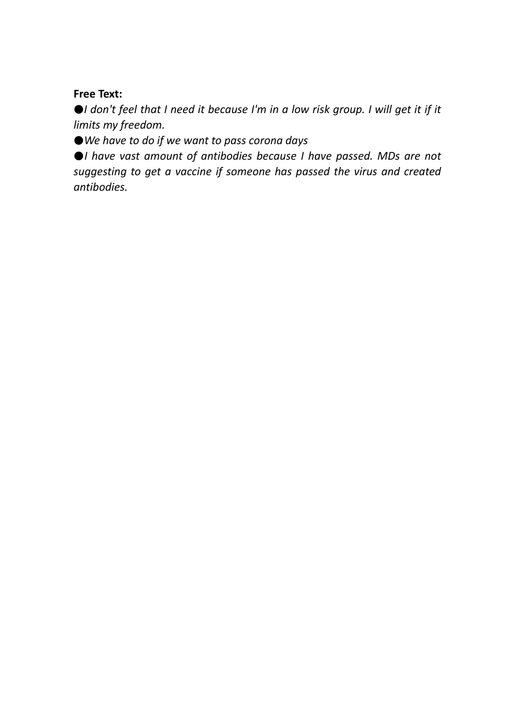**Free Text:**

●*I don't feel that I need it because I'm in a low risk group. I will get it if it limits my freedom.*

●*We have to do if we want to pass corona days*

●*I have vast amount of antibodies because I have passed. MDs are not suggesting to get a vaccine if someone has passed the virus and created antibodies.*